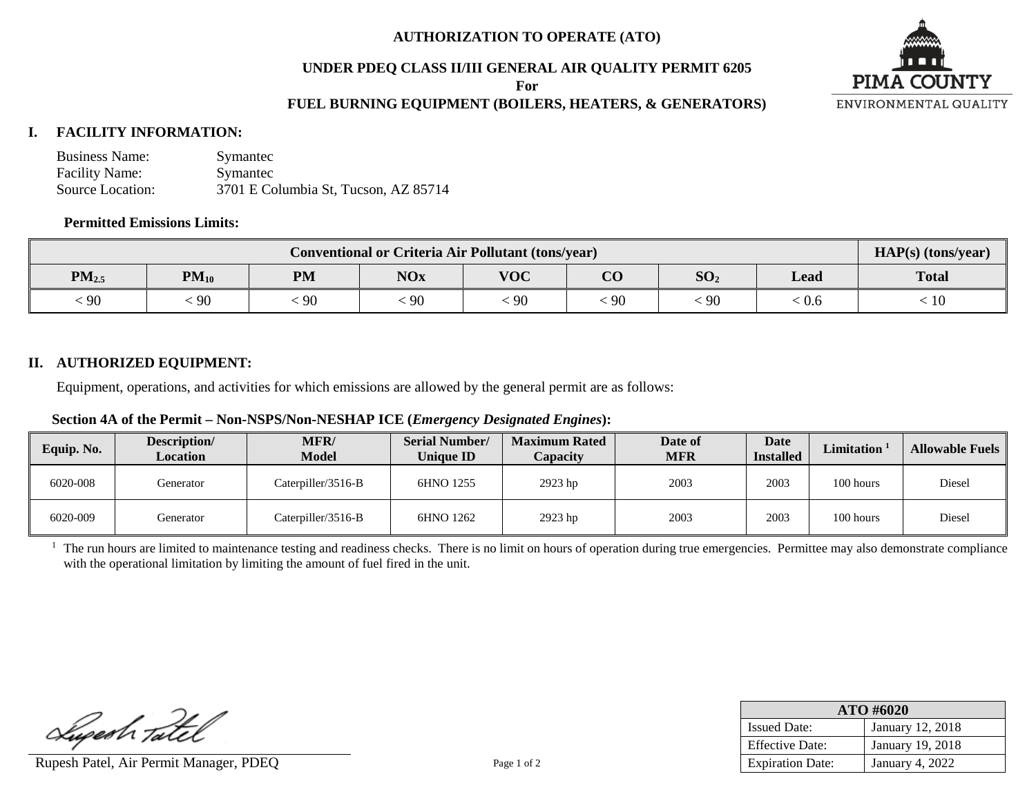# AUTHORIZATION TO OPERATE (ATO)

## UNDER PDEQ CLASS II/III GENERAL AIR QUALITY PERMIT 6205

**For**

## FUEL BURNING EQUIPMENT (BOILERS, HEATERS, & GENERATORS)

PIMA COUNTY
ENVIRONMENTAL QUALITY

## I. FACILITY INFORMATION:

Business Name: Symantec
Facility Name: Symantec
Source Location: 3701 E Columbia St, Tucson, AZ 85714

**Permitted Emissions Limits:**

| Conventional or Criteria Air Pollutant (tons/year) | | | | | | | | HAP(s) (tons/year) |
|---|---|---|---|---|---|---|---|---|
| $PM_{2.5}$ | $PM_{10}$ | PM | NOx | VOC | CO | $SO_2$ | Lead | Total |
| < 90 | < 90 | < 90 | < 90 | < 90 | < 90 | < 90 | < 0.6 | < 10 |

## II. AUTHORIZED EQUIPMENT:

Equipment, operations, and activities for which emissions are allowed by the general permit are as follows:

**Section 4A of the Permit – Non-NSPS/Non-NESHAP ICE (*Emergency Designated Engines*):**

| Equip. No. | Description/ Location | MFR/ Model | Serial Number/ Unique ID | Maximum Rated Capacity | Date of MFR | Date Installed | Limitation [1] | Allowable Fuels |
|---|---|---|---|---|---|---|---|---|
| 6020-008 | Generator | Caterpiller/3516-B | 6HNO 1255 | 2923 hp | 2003 | 2003 | 100 hours | Diesel |
| 6020-009 | Generator | Caterpiller/3516-B | 6HNO 1262 | 2923 hp | 2003 | 2003 | 100 hours | Diesel |

[1] The run hours are limited to maintenance testing and readiness checks. There is no limit on hours of operation during true emergencies. Permittee may also demonstrate compliance with the operational limitation by limiting the amount of fuel fired in the unit.

Rupesh Patel, Air Permit Manager, PDEQ

| ATO #6020 | |
|---|---|
| Issued Date: | January 12, 2018 |
| Effective Date: | January 19, 2018 |
| Expiration Date: | January 4, 2022 |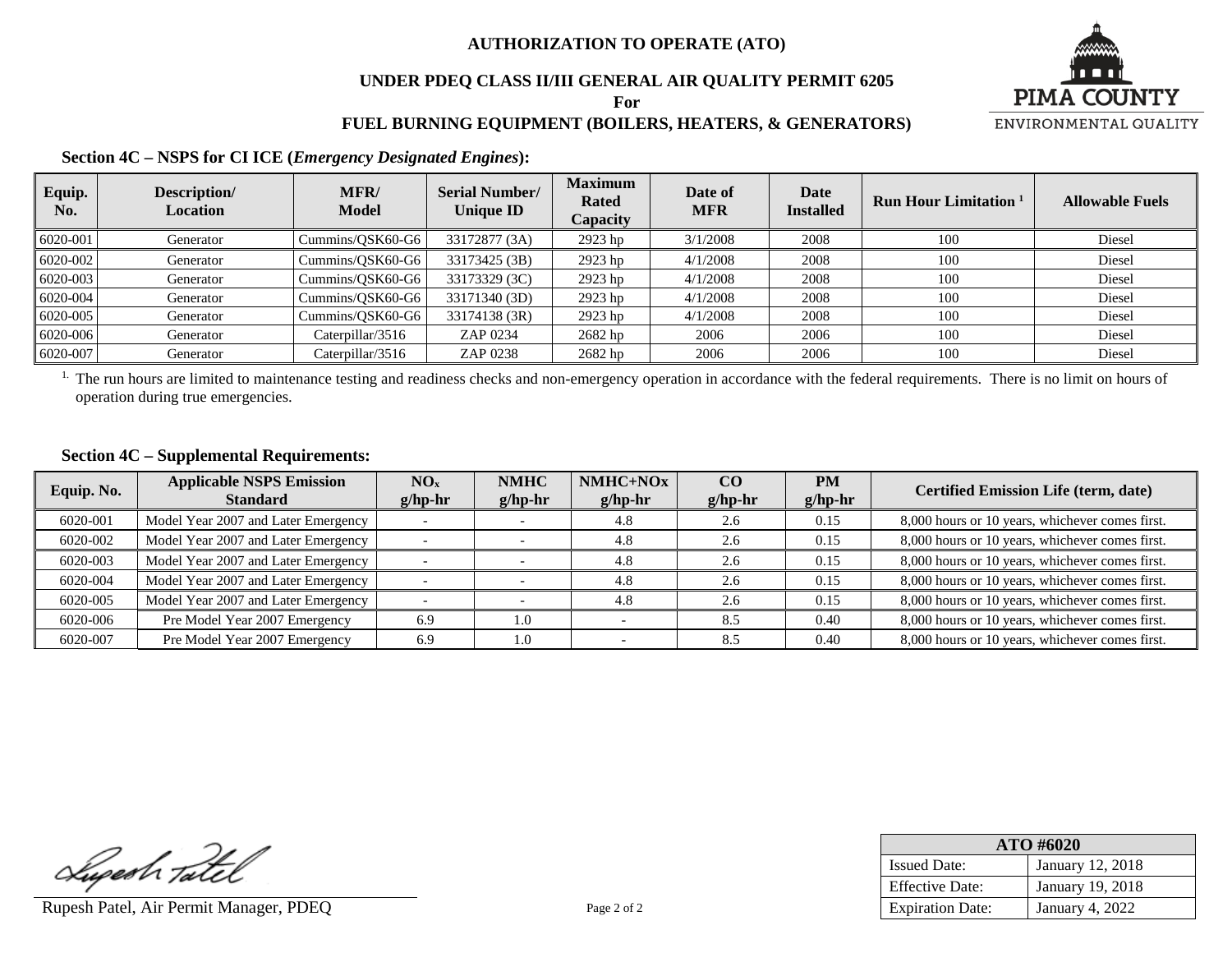# AUTHORIZATION TO OPERATE (ATO)

## UNDER PDEQ CLASS II/III GENERAL AIR QUALITY PERMIT 6205

**For**

## FUEL BURNING EQUIPMENT (BOILERS, HEATERS, & GENERATORS)

PIMA COUNTY
ENVIRONMENTAL QUALITY

### Section 4C – NSPS for CI ICE (*Emergency Designated Engines*):

| Equip. No. | Description/ Location | MFR/ Model | Serial Number/ Unique ID | Maximum Rated Capacity | Date of MFR | Date Installed | Run Hour Limitation [1] | Allowable Fuels |
|---|---|---|---|---|---|---|---|---|
| 6020-001 | Generator | Cummins/QSK60-G6 | 33172877 (3A) | 2923 hp | 3/1/2008 | 2008 | 100 | Diesel |
| 6020-002 | Generator | Cummins/QSK60-G6 | 33173425 (3B) | 2923 hp | 4/1/2008 | 2008 | 100 | Diesel |
| 6020-003 | Generator | Cummins/QSK60-G6 | 33173329 (3C) | 2923 hp | 4/1/2008 | 2008 | 100 | Diesel |
| 6020-004 | Generator | Cummins/QSK60-G6 | 33171340 (3D) | 2923 hp | 4/1/2008 | 2008 | 100 | Diesel |
| 6020-005 | Generator | Cummins/QSK60-G6 | 33174138 (3R) | 2923 hp | 4/1/2008 | 2008 | 100 | Diesel |
| 6020-006 | Generator | Caterpillar/3516 | ZAP 0234 | 2682 hp | 2006 | 2006 | 100 | Diesel |
| 6020-007 | Generator | Caterpillar/3516 | ZAP 0238 | 2682 hp | 2006 | 2006 | 100 | Diesel |

[1] The run hours are limited to maintenance testing and readiness checks and non-emergency operation in accordance with the federal requirements. There is no limit on hours of operation during true emergencies.

### Section 4C – Supplemental Requirements:

| Equip. No. | Applicable NSPS Emission Standard | $NO_x$ g/hp-hr | NMHC g/hp-hr | NMHC+NOx g/hp-hr | CO g/hp-hr | PM g/hp-hr | Certified Emission Life (term, date) |
|---|---|---|---|---|---|---|---|
| 6020-001 | Model Year 2007 and Later Emergency | - | - | 4.8 | 2.6 | 0.15 | 8,000 hours or 10 years, whichever comes first. |
| 6020-002 | Model Year 2007 and Later Emergency | - | - | 4.8 | 2.6 | 0.15 | 8,000 hours or 10 years, whichever comes first. |
| 6020-003 | Model Year 2007 and Later Emergency | - | - | 4.8 | 2.6 | 0.15 | 8,000 hours or 10 years, whichever comes first. |
| 6020-004 | Model Year 2007 and Later Emergency | - | - | 4.8 | 2.6 | 0.15 | 8,000 hours or 10 years, whichever comes first. |
| 6020-005 | Model Year 2007 and Later Emergency | - | - | 4.8 | 2.6 | 0.15 | 8,000 hours or 10 years, whichever comes first. |
| 6020-006 | Pre Model Year 2007 Emergency | 6.9 | 1.0 | - | 8.5 | 0.40 | 8,000 hours or 10 years, whichever comes first. |
| 6020-007 | Pre Model Year 2007 Emergency | 6.9 | 1.0 | - | 8.5 | 0.40 | 8,000 hours or 10 years, whichever comes first. |

Rupesh Patel, Air Permit Manager, PDEQ

| ATO #6020 | |
|---|---|
| Issued Date: | January 12, 2018 |
| Effective Date: | January 19, 2018 |
| Expiration Date: | January 4, 2022 |